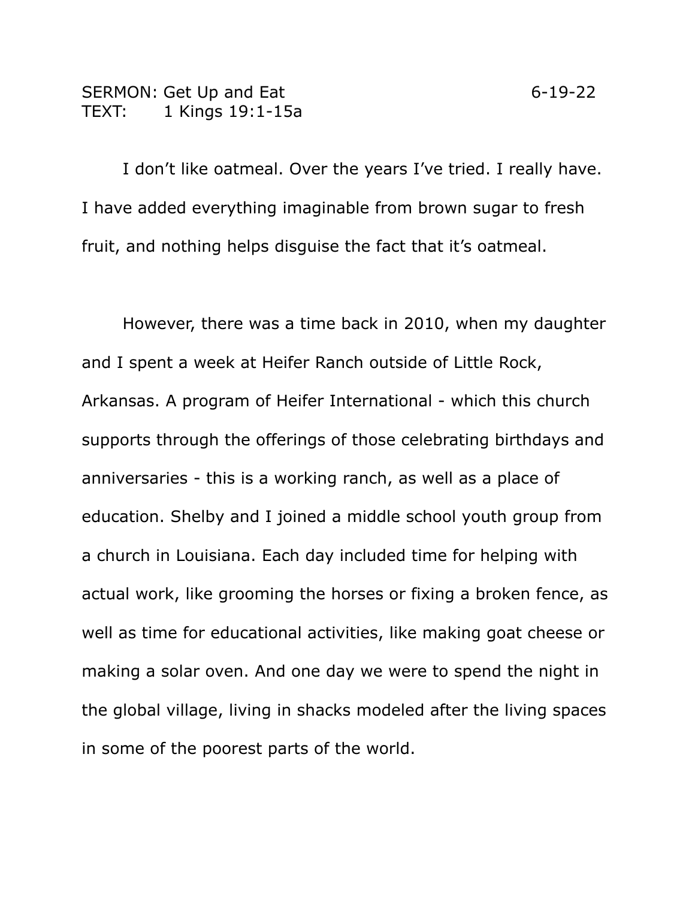SERMON: Get Up and Eat 6-19-22
TEXT: 1 Kings 19:1-15a

I don't like oatmeal. Over the years I've tried. I really have. I have added everything imaginable from brown sugar to fresh fruit, and nothing helps disguise the fact that it's oatmeal.

However, there was a time back in 2010, when my daughter and I spent a week at Heifer Ranch outside of Little Rock, Arkansas. A program of Heifer International - which this church supports through the offerings of those celebrating birthdays and anniversaries - this is a working ranch, as well as a place of education. Shelby and I joined a middle school youth group from a church in Louisiana. Each day included time for helping with actual work, like grooming the horses or fixing a broken fence, as well as time for educational activities, like making goat cheese or making a solar oven. And one day we were to spend the night in the global village, living in shacks modeled after the living spaces in some of the poorest parts of the world.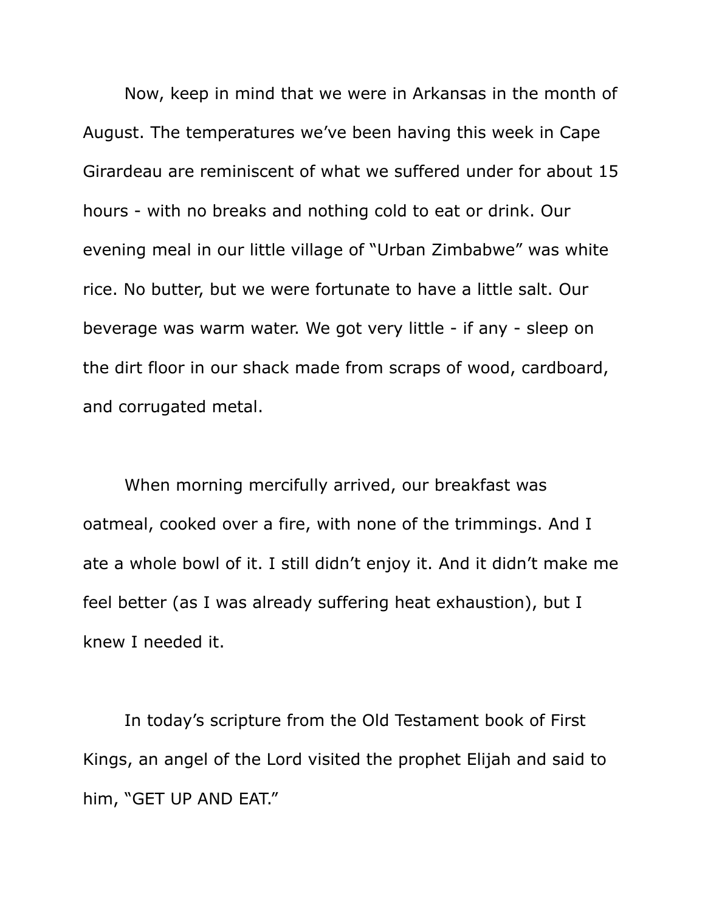Now, keep in mind that we were in Arkansas in the month of August. The temperatures we've been having this week in Cape Girardeau are reminiscent of what we suffered under for about 15 hours - with no breaks and nothing cold to eat or drink. Our evening meal in our little village of "Urban Zimbabwe" was white rice. No butter, but we were fortunate to have a little salt. Our beverage was warm water. We got very little - if any - sleep on the dirt floor in our shack made from scraps of wood, cardboard, and corrugated metal.

When morning mercifully arrived, our breakfast was oatmeal, cooked over a fire, with none of the trimmings. And I ate a whole bowl of it. I still didn't enjoy it. And it didn't make me feel better (as I was already suffering heat exhaustion), but I knew I needed it.

In today's scripture from the Old Testament book of First Kings, an angel of the Lord visited the prophet Elijah and said to him, "GET UP AND EAT."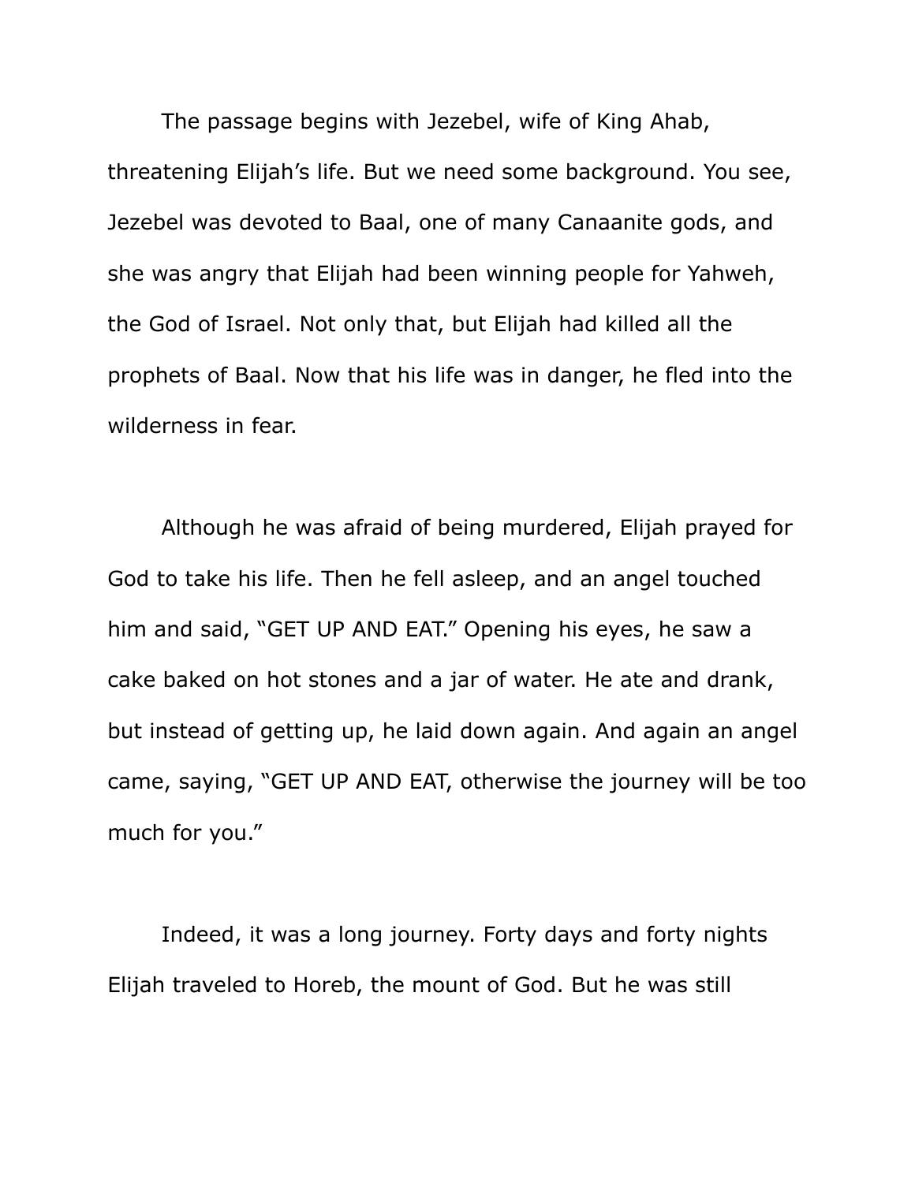The passage begins with Jezebel, wife of King Ahab, threatening Elijah's life. But we need some background. You see, Jezebel was devoted to Baal, one of many Canaanite gods, and she was angry that Elijah had been winning people for Yahweh, the God of Israel. Not only that, but Elijah had killed all the prophets of Baal. Now that his life was in danger, he fled into the wilderness in fear.

Although he was afraid of being murdered, Elijah prayed for God to take his life. Then he fell asleep, and an angel touched him and said, "GET UP AND EAT." Opening his eyes, he saw a cake baked on hot stones and a jar of water. He ate and drank, but instead of getting up, he laid down again. And again an angel came, saying, "GET UP AND EAT, otherwise the journey will be too much for you."

Indeed, it was a long journey. Forty days and forty nights Elijah traveled to Horeb, the mount of God. But he was still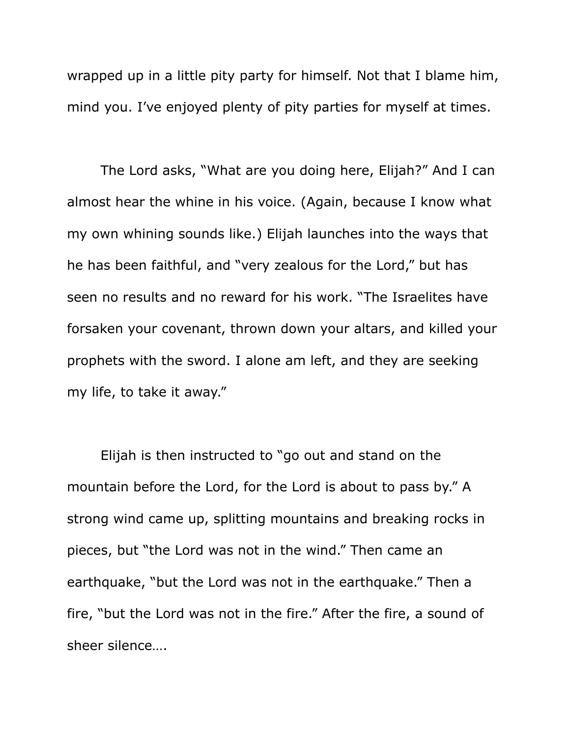wrapped up in a little pity party for himself. Not that I blame him, mind you. I've enjoyed plenty of pity parties for myself at times.

The Lord asks, "What are you doing here, Elijah?" And I can almost hear the whine in his voice. (Again, because I know what my own whining sounds like.) Elijah launches into the ways that he has been faithful, and "very zealous for the Lord," but has seen no results and no reward for his work. "The Israelites have forsaken your covenant, thrown down your altars, and killed your prophets with the sword. I alone am left, and they are seeking my life, to take it away."

Elijah is then instructed to "go out and stand on the mountain before the Lord, for the Lord is about to pass by." A strong wind came up, splitting mountains and breaking rocks in pieces, but "the Lord was not in the wind." Then came an earthquake, "but the Lord was not in the earthquake." Then a fire, "but the Lord was not in the fire." After the fire, a sound of sheer silence….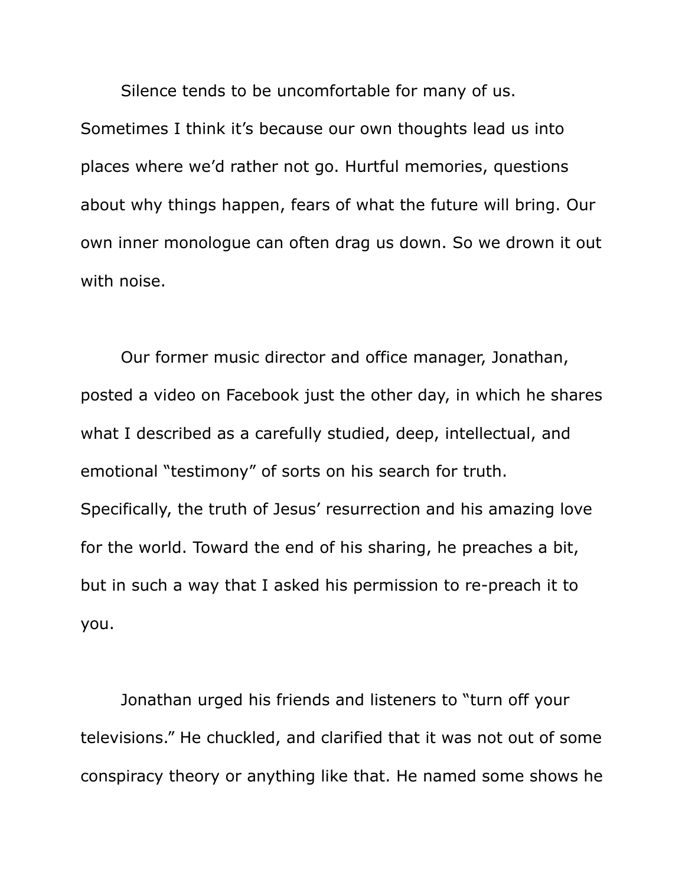Silence tends to be uncomfortable for many of us. Sometimes I think it's because our own thoughts lead us into places where we'd rather not go. Hurtful memories, questions about why things happen, fears of what the future will bring. Our own inner monologue can often drag us down. So we drown it out with noise.

Our former music director and office manager, Jonathan, posted a video on Facebook just the other day, in which he shares what I described as a carefully studied, deep, intellectual, and emotional "testimony" of sorts on his search for truth. Specifically, the truth of Jesus' resurrection and his amazing love for the world. Toward the end of his sharing, he preaches a bit, but in such a way that I asked his permission to re-preach it to you.

Jonathan urged his friends and listeners to "turn off your televisions." He chuckled, and clarified that it was not out of some conspiracy theory or anything like that. He named some shows he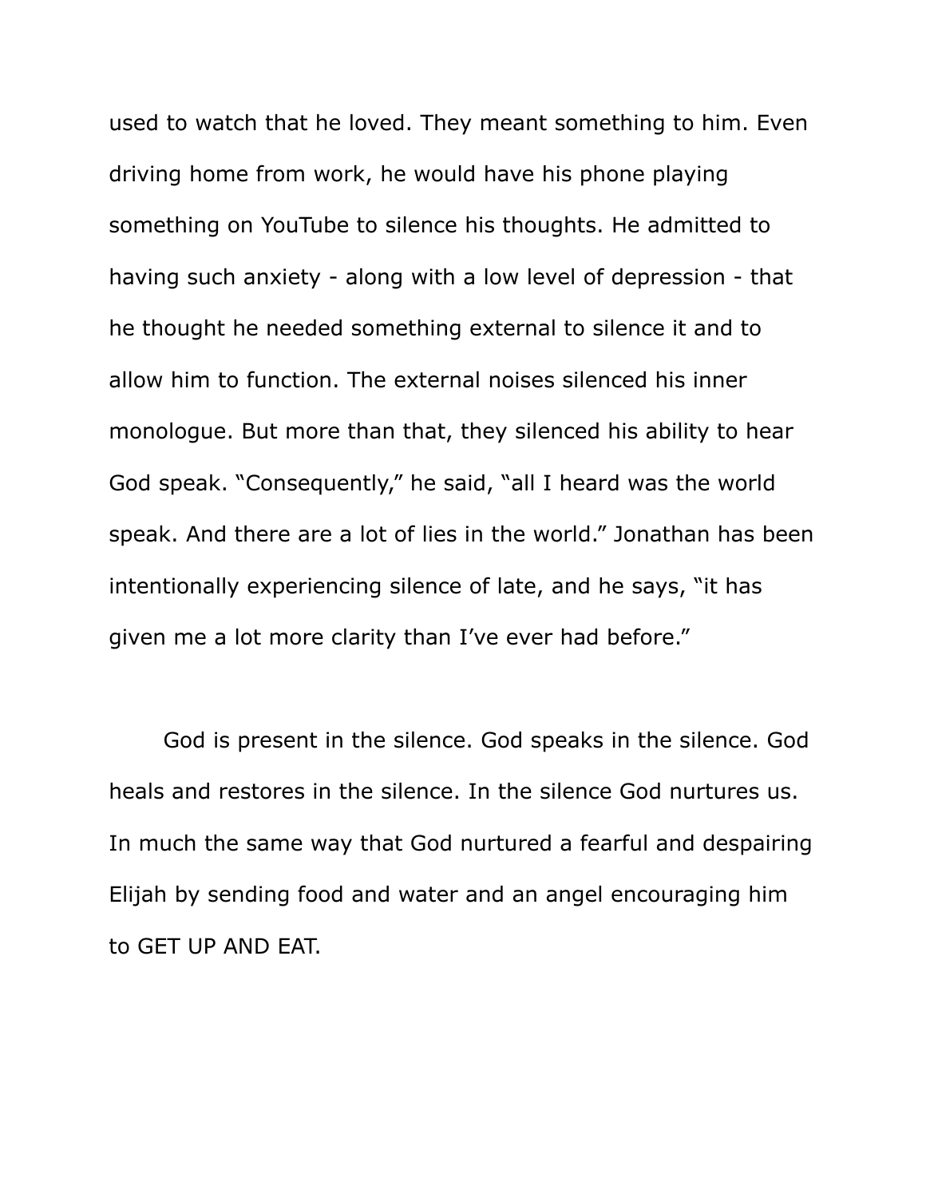used to watch that he loved. They meant something to him. Even driving home from work, he would have his phone playing something on YouTube to silence his thoughts. He admitted to having such anxiety - along with a low level of depression - that he thought he needed something external to silence it and to allow him to function. The external noises silenced his inner monologue. But more than that, they silenced his ability to hear God speak. "Consequently," he said, "all I heard was the world speak. And there are a lot of lies in the world." Jonathan has been intentionally experiencing silence of late, and he says, "it has given me a lot more clarity than I've ever had before."

God is present in the silence. God speaks in the silence. God heals and restores in the silence. In the silence God nurtures us. In much the same way that God nurtured a fearful and despairing Elijah by sending food and water and an angel encouraging him to GET UP AND EAT.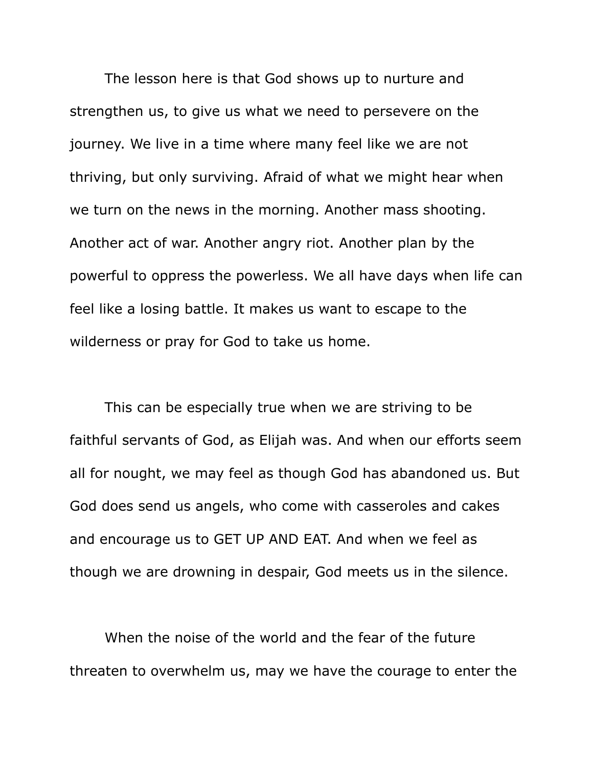The lesson here is that God shows up to nurture and strengthen us, to give us what we need to persevere on the journey. We live in a time where many feel like we are not thriving, but only surviving. Afraid of what we might hear when we turn on the news in the morning. Another mass shooting. Another act of war. Another angry riot. Another plan by the powerful to oppress the powerless. We all have days when life can feel like a losing battle. It makes us want to escape to the wilderness or pray for God to take us home.

This can be especially true when we are striving to be faithful servants of God, as Elijah was. And when our efforts seem all for nought, we may feel as though God has abandoned us. But God does send us angels, who come with casseroles and cakes and encourage us to GET UP AND EAT. And when we feel as though we are drowning in despair, God meets us in the silence.

When the noise of the world and the fear of the future threaten to overwhelm us, may we have the courage to enter the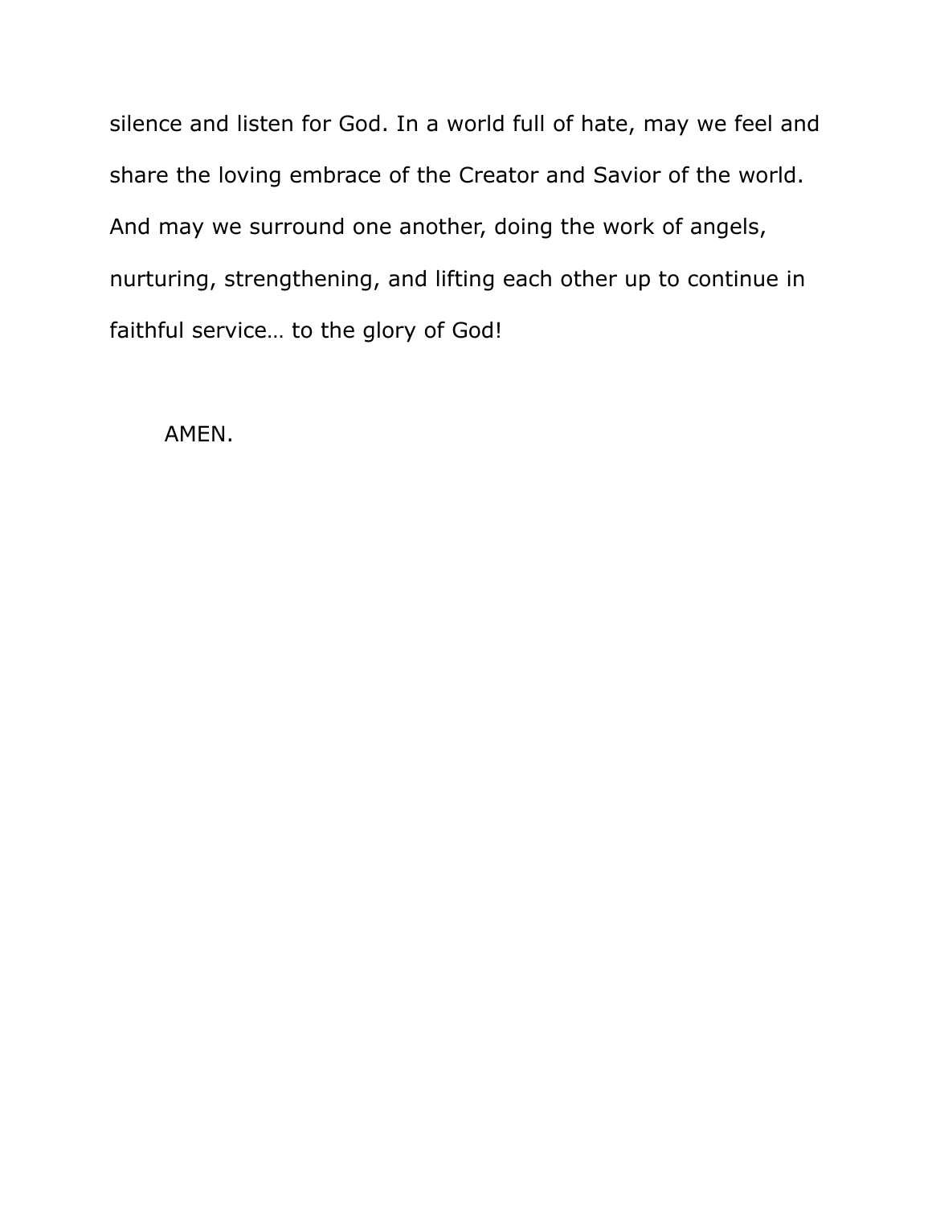silence and listen for God. In a world full of hate, may we feel and share the loving embrace of the Creator and Savior of the world. And may we surround one another, doing the work of angels, nurturing, strengthening, and lifting each other up to continue in faithful service… to the glory of God!

AMEN.